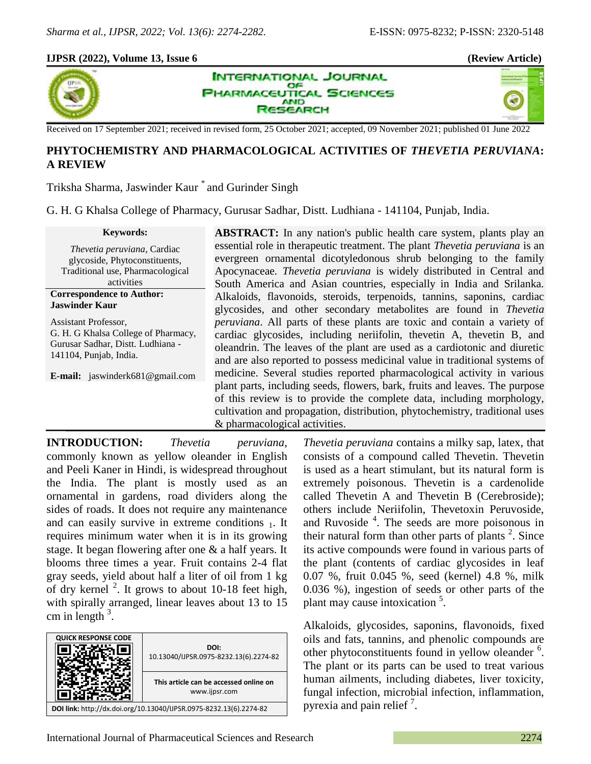**IJPSR (2022), Volume 13, Issue 6** **(Review Article)**

Received on 17 September 2021; received in revised form, 25 October 2021; accepted, 09 November 2021; published 01 June 2022

# PHYTOCHEMISTRY AND PHARMACOLOGICAL ACTIVITIES OF *THEVETIA PERUVIANA*: A REVIEW

Triksha Sharma, Jaswinder Kaur * and Gurinder Singh

G. H. G Khalsa College of Pharmacy, Gurusar Sadhar, Distt. Ludhiana - 141104, Punjab, India.

**Keywords:**

*Thevetia peruviana*, Cardiac glycoside, Phytoconstituents, Traditional use, Pharmacological activities

**Correspondence to Author:**
**Jaswinder Kaur**

Assistant Professor,
G. H. G Khalsa College of Pharmacy, Gurusar Sadhar, Distt. Ludhiana - 141104, Punjab, India.

**E-mail:** jaswinderk681@gmail.com

**ABSTRACT:** In any nation's public health care system, plants play an essential role in therapeutic treatment. The plant *Thevetia peruviana* is an evergreen ornamental dicotyledonous shrub belonging to the family Apocynaceae. *Thevetia peruviana* is widely distributed in Central and South America and Asian countries, especially in India and Srilanka. Alkaloids, flavonoids, steroids, terpenoids, tannins, saponins, cardiac glycosides, and other secondary metabolites are found in *Thevetia peruviana*. All parts of these plants are toxic and contain a variety of cardiac glycosides, including neriifolin, thevetin A, thevetin B, and oleandrin. The leaves of the plant are used as a cardiotonic and diuretic and are also reported to possess medicinal value in traditional systems of medicine. Several studies reported pharmacological activity in various plant parts, including seeds, flowers, bark, fruits and leaves. The purpose of this review is to provide the complete data, including morphology, cultivation and propagation, distribution, phytochemistry, traditional uses & pharmacological activities.

**INTRODUCTION:** *Thevetia peruviana*, commonly known as yellow oleander in English and Peeli Kaner in Hindi, is widespread throughout the India. The plant is mostly used as an ornamental in gardens, road dividers along the sides of roads. It does not require any maintenance and can easily survive in extreme conditions [1]. It requires minimum water when it is in its growing stage. It began flowering after one & a half years. It blooms three times a year. Fruit contains 2-4 flat gray seeds, yield about half a liter of oil from 1 kg of dry kernel [2]. It grows to about 10-18 feet high, with spirally arranged, linear leaves about 13 to 15 cm in length [3].

| QUICK RESPONSE CODE | DOI: 10.13040/IJPSR.0975-8232.13(6).2274-82 |
| --- | --- |
| | This article can be accessed online on www.ijpsr.com |
| DOI link: http://dx.doi.org/10.13040/IJPSR.0975-8232.13(6).2274-82 | |

*Thevetia peruviana* contains a milky sap, latex, that consists of a compound called Thevetin. Thevetin is used as a heart stimulant, but its natural form is extremely poisonous. Thevetin is a cardenolide called Thevetin A and Thevetin B (Cerebroside); others include Neriifolin, Thevetoxin Peruvoside, and Ruvoside [4]. The seeds are more poisonous in their natural form than other parts of plants [2]. Since its active compounds were found in various parts of the plant (contents of cardiac glycosides in leaf 0.07 %, fruit 0.045 %, seed (kernel) 4.8 %, milk 0.036 %), ingestion of seeds or other parts of the plant may cause intoxication [5].

Alkaloids, glycosides, saponins, flavonoids, fixed oils and fats, tannins, and phenolic compounds are other phytoconstituents found in yellow oleander [6]. The plant or its parts can be used to treat various human ailments, including diabetes, liver toxicity, fungal infection, microbial infection, inflammation, pyrexia and pain relief [7].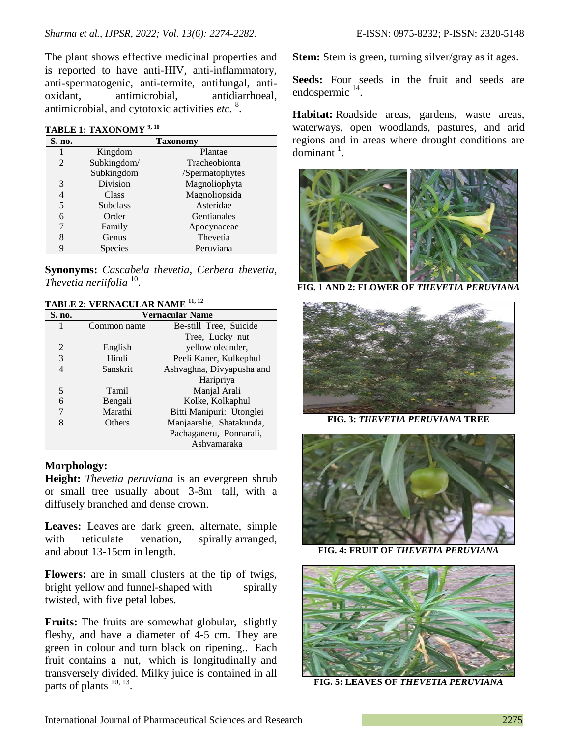The plant shows effective medicinal properties and is reported to have anti-HIV, anti-inflammatory, anti-spermatogenic, anti-termite, antifungal, anti-oxidant, antimicrobial, antidiarrhoeal, antimicrobial, and cytotoxic activities *etc.* [8].

**TABLE 1: TAXONOMY [9, 10]**

| S. no. | Taxonomy | |
|---|---|---|
| 1 | Kingdom | Plantae |
| 2 | Subkingdom/ Subkingdom | Tracheobionta /Spermatophytes |
| 3 | Division | Magnoliophyta |
| 4 | Class | Magnoliopsida |
| 5 | Subclass | Asteridae |
| 6 | Order | Gentianales |
| 7 | Family | Apocynaceae |
| 8 | Genus | Thevetia |
| 9 | Species | Peruviana |

**Synonyms:** *Cascabela thevetia, Cerbera thevetia, Thevetia neriifolia* [10].

**TABLE 2: VERNACULAR NAME [11, 12]**

| S. no. | Vernacular Name | |
|---|---|---|
| 1 | Common name | Be-still Tree, Suicide Tree, Lucky nut |
| 2 | English | yellow oleander, |
| 3 | Hindi | Peeli Kaner, Kulkephul |
| 4 | Sanskrit | Ashvaghna, Divyapusha and Haripriya |
| 5 | Tamil | Manjal Arali |
| 6 | Bengali | Kolke, Kolkaphul |
| 7 | Marathi | Bitti Manipuri: Utonglei |
| 8 | Others | Manjaaralie, Shatakunda, Pachaganeru, Ponnarali, Ashvamaraka |

### Morphology:

**Height:** *Thevetia peruviana* is an evergreen shrub or small tree usually about 3-8m tall, with a diffusely branched and dense crown.

**Leaves:** Leaves are dark green, alternate, simple with reticulate venation, spirally arranged, and about 13-15cm in length.

**Flowers:** are in small clusters at the tip of twigs, bright yellow and funnel-shaped with spirally twisted, with five petal lobes.

**Fruits:** The fruits are somewhat globular, slightly fleshy, and have a diameter of 4-5 cm. They are green in colour and turn black on ripening.. Each fruit contains a nut, which is longitudinally and transversely divided. Milky juice is contained in all parts of plants [10, 13].

**Stem:** Stem is green, turning silver/gray as it ages.

**Seeds:** Four seeds in the fruit and seeds are endospermic [14].

**Habitat:** Roadside areas, gardens, waste areas, waterways, open woodlands, pastures, and arid regions and in areas where drought conditions are dominant [1].

**FIG. 1 AND 2: FLOWER OF *THEVETIA PERUVIANA***

**FIG. 3: *THEVETIA PERUVIANA* TREE**

**FIG. 4: FRUIT OF *THEVETIA PERUVIANA***

**FIG. 5: LEAVES OF *THEVETIA PERUVIANA***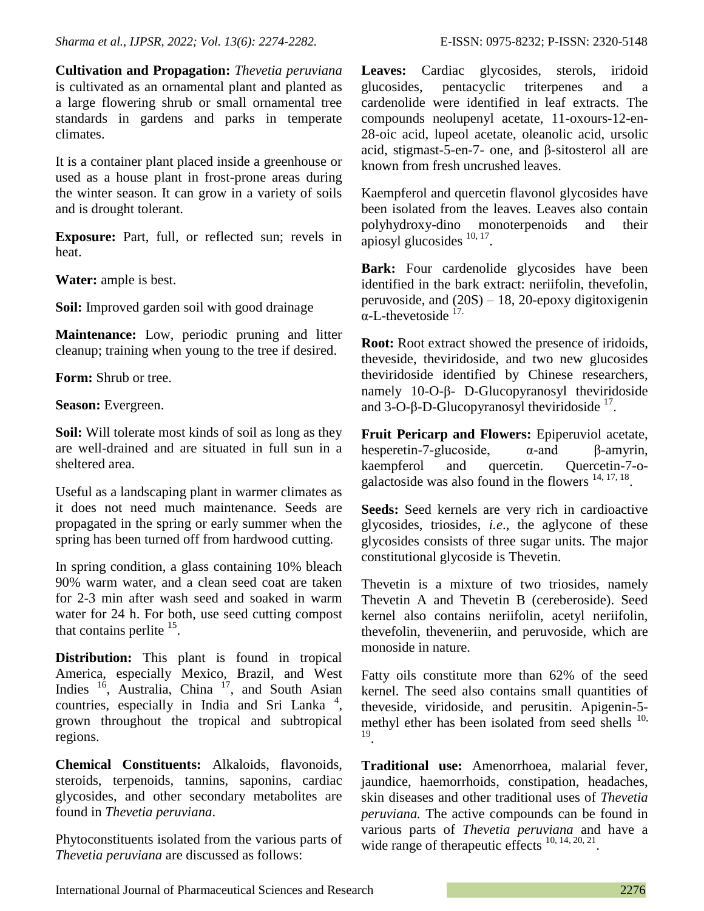**Cultivation and Propagation:** *Thevetia peruviana* is cultivated as an ornamental plant and planted as a large flowering shrub or small ornamental tree standards in gardens and parks in temperate climates.

It is a container plant placed inside a greenhouse or used as a house plant in frost-prone areas during the winter season. It can grow in a variety of soils and is drought tolerant.

**Exposure:** Part, full, or reflected sun; revels in heat.

**Water:** ample is best.

**Soil:** Improved garden soil with good drainage

**Maintenance:** Low, periodic pruning and litter cleanup; training when young to the tree if desired.

**Form:** Shrub or tree.

**Season:** Evergreen.

**Soil:** Will tolerate most kinds of soil as long as they are well-drained and are situated in full sun in a sheltered area.

Useful as a landscaping plant in warmer climates as it does not need much maintenance. Seeds are propagated in the spring or early summer when the spring has been turned off from hardwood cutting.

In spring condition, a glass containing 10% bleach 90% warm water, and a clean seed coat are taken for 2-3 min after wash seed and soaked in warm water for 24 h. For both, use seed cutting compost that contains perlite [15].

**Distribution:** This plant is found in tropical America, especially Mexico, Brazil, and West Indies [16], Australia, China [17], and South Asian countries, especially in India and Sri Lanka [4], grown throughout the tropical and subtropical regions.

**Chemical Constituents:** Alkaloids, flavonoids, steroids, terpenoids, tannins, saponins, cardiac glycosides, and other secondary metabolites are found in *Thevetia peruviana*.

Phytoconstituents isolated from the various parts of *Thevetia peruviana* are discussed as follows:

**Leaves:** Cardiac glycosides, sterols, iridoid glucosides, pentacyclic triterpenes and a cardenolide were identified in leaf extracts. The compounds neolupenyl acetate, 11-oxours-12-en-28-oic acid, lupeol acetate, oleanolic acid, ursolic acid, stigmast-5-en-7- one, and β-sitosterol all are known from fresh uncrushed leaves.

Kaempferol and quercetin flavonol glycosides have been isolated from the leaves. Leaves also contain polyhydroxy-dino monoterpenoids and their apiosyl glucosides [10, 17].

**Bark:** Four cardenolide glycosides have been identified in the bark extract: neriifolin, thevefolin, peruvoside, and (20S) – 18, 20-epoxy digitoxigenin α-L-thevetoside [17].

**Root:** Root extract showed the presence of iridoids, theveside, theviridoside, and two new glucosides theviridoside identified by Chinese researchers, namely 10-O-β- D-Glucopyranosyl theviridoside and 3-O-β-D-Glucopyranosyl theviridoside [17].

**Fruit Pericarp and Flowers:** Epiperuviol acetate, hesperetin-7-glucoside, α-and β-amyrin, kaempferol and quercetin. Quercetin-7-o-galactoside was also found in the flowers [14, 17, 18].

**Seeds:** Seed kernels are very rich in cardioactive glycosides, triosides, *i.e*., the aglycone of these glycosides consists of three sugar units. The major constitutional glycoside is Thevetin.

Thevetin is a mixture of two triosides, namely Thevetin A and Thevetin B (cereberoside). Seed kernel also contains neriifolin, acetyl neriifolin, thevefolin, theveneriin, and peruvoside, which are monoside in nature.

Fatty oils constitute more than 62% of the seed kernel. The seed also contains small quantities of theveside, viridoside, and perusitin. Apigenin-5-methyl ether has been isolated from seed shells [10, 19].

**Traditional use:** Amenorrhoea, malarial fever, jaundice, haemorrhoids, constipation, headaches, skin diseases and other traditional uses of *Thevetia peruviana.* The active compounds can be found in various parts of *Thevetia peruviana* and have a wide range of therapeutic effects [10, 14, 20, 21].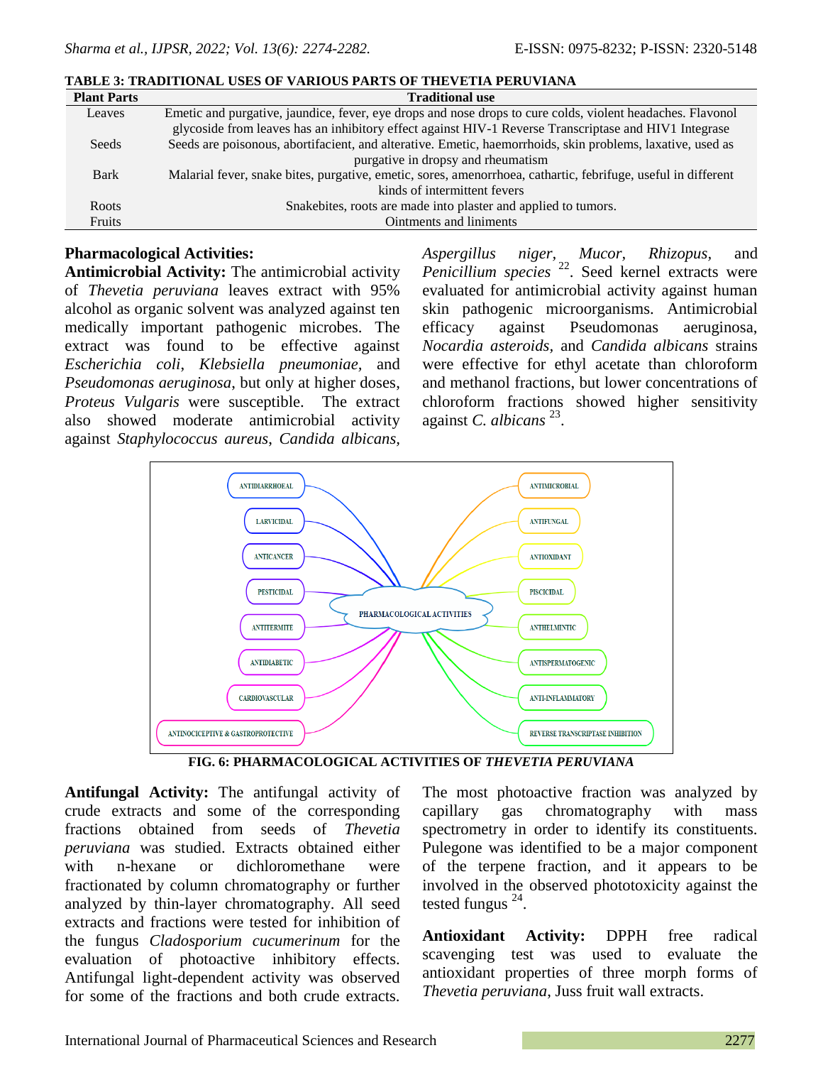**TABLE 3: TRADITIONAL USES OF VARIOUS PARTS OF THEVETIA PERUVIANA**

| Plant Parts | Traditional use |
|---|---|
| Leaves | Emetic and purgative, jaundice, fever, eye drops and nose drops to cure colds, violent headaches. Flavonol glycoside from leaves has an inhibitory effect against HIV-1 Reverse Transcriptase and HIV1 Integrase |
| Seeds | Seeds are poisonous, abortifacient, and alterative. Emetic, haemorrhoids, skin problems, laxative, used as purgative in dropsy and rheumatism |
| Bark | Malarial fever, snake bites, purgative, emetic, sores, amenorrhoea, cathartic, febrifuge, useful in different kinds of intermittent fevers |
| Roots | Snakebites, roots are made into plaster and applied to tumors. |
| Fruits | Ointments and liniments |

## Pharmacological Activities:

**Antimicrobial Activity:** The antimicrobial activity of *Thevetia peruviana* leaves extract with 95% alcohol as organic solvent was analyzed against ten medically important pathogenic microbes. The extract was found to be effective against *Escherichia coli*, *Klebsiella pneumoniae*, and *Pseudomonas aeruginosa*, but only at higher doses, *Proteus Vulgaris* were susceptible. The extract also showed moderate antimicrobial activity against *Staphylococcus aureus*, *Candida albicans*, *Aspergillus niger*, *Mucor*, *Rhizopus*, and *Penicillium species* [22]. Seed kernel extracts were evaluated for antimicrobial activity against human skin pathogenic microorganisms. Antimicrobial efficacy against Pseudomonas aeruginosa, *Nocardia asteroids*, and *Candida albicans* strains were effective for ethyl acetate than chloroform and methanol fractions, but lower concentrations of chloroform fractions showed higher sensitivity against *C. albicans* [23].

PHARMACOLOGICAL ACTIVITIES: ANTIDIARRHOEAL, LARVICIDAL, ANTICANCER, PESTICIDAL, ANTITERMITE, ANTIDIABETIC, CARDIOVASCULAR, ANTINOCICEPTIVE & GASTROPROTECTIVE, ANTIMICROBIAL, ANTIFUNGAL, ANTIOXIDANT, PISCICIDAL, ANTHELMINTIC, ANTISPERMATOGENIC, ANTI-INFLAMMATORY, REVERSE TRANSCRIPTASE INHIBITION

**FIG. 6: PHARMACOLOGICAL ACTIVITIES OF *THEVETIA PERUVIANA***

**Antifungal Activity:** The antifungal activity of crude extracts and some of the corresponding fractions obtained from seeds of *Thevetia peruviana* was studied. Extracts obtained either with n-hexane or dichloromethane were fractionated by column chromatography or further analyzed by thin-layer chromatography. All seed extracts and fractions were tested for inhibition of the fungus *Cladosporium cucumerinum* for the evaluation of photoactive inhibitory effects. Antifungal light-dependent activity was observed for some of the fractions and both crude extracts. The most photoactive fraction was analyzed by capillary gas chromatography with mass spectrometry in order to identify its constituents. Pulegone was identified to be a major component of the terpene fraction, and it appears to be involved in the observed phototoxicity against the tested fungus [24].

**Antioxidant Activity:** DPPH free radical scavenging test was used to evaluate the antioxidant properties of three morph forms of *Thevetia peruviana*, Juss fruit wall extracts.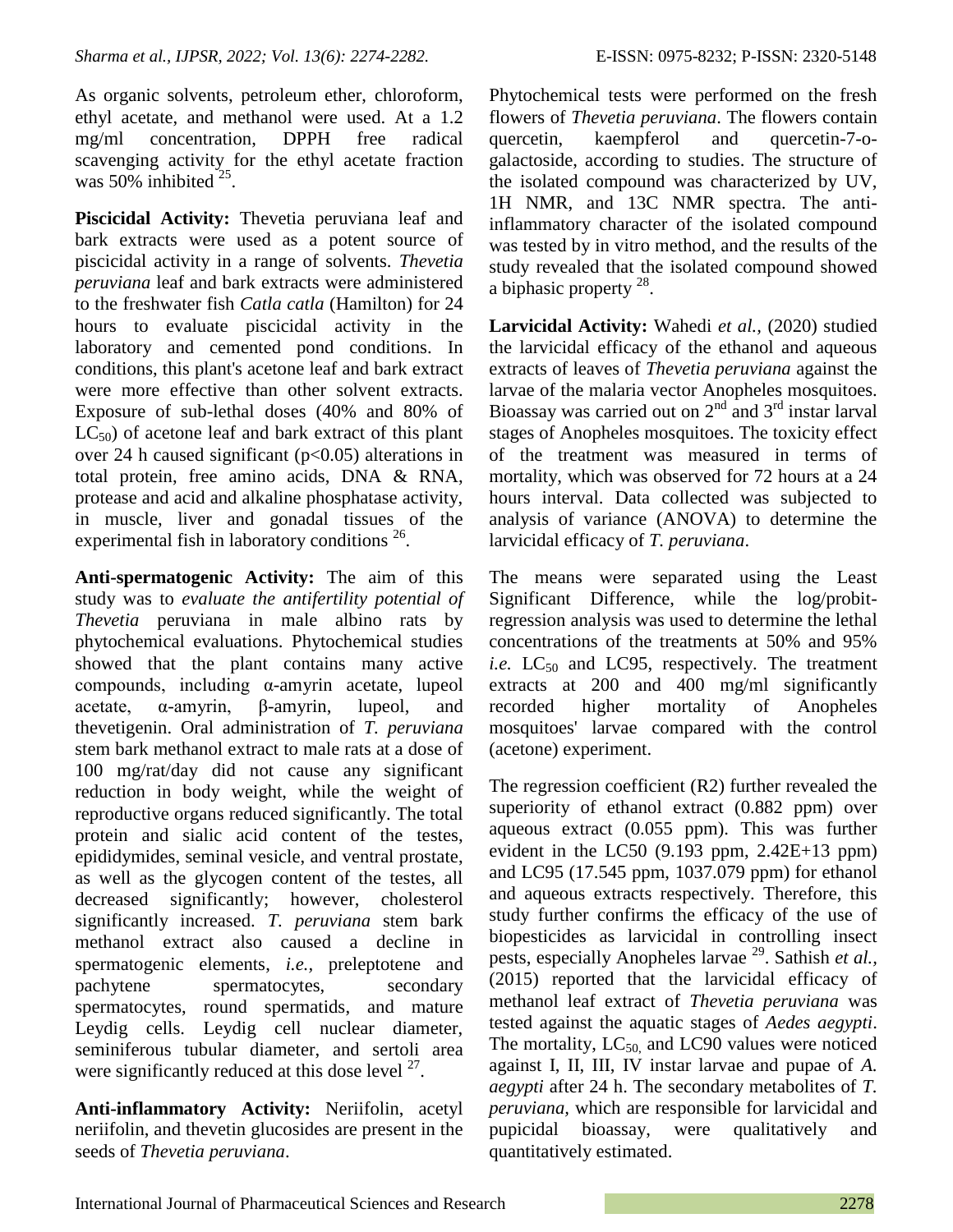As organic solvents, petroleum ether, chloroform, ethyl acetate, and methanol were used. At a 1.2 mg/ml concentration, DPPH free radical scavenging activity for the ethyl acetate fraction was 50% inhibited [25].

**Piscicidal Activity:** Thevetia peruviana leaf and bark extracts were used as a potent source of piscicidal activity in a range of solvents. *Thevetia peruviana* leaf and bark extracts were administered to the freshwater fish *Catla catla* (Hamilton) for 24 hours to evaluate piscicidal activity in the laboratory and cemented pond conditions. In conditions, this plant's acetone leaf and bark extract were more effective than other solvent extracts. Exposure of sub-lethal doses (40% and 80% of $LC_{50}$) of acetone leaf and bark extract of this plant over 24 h caused significant ($p<0.05$) alterations in total protein, free amino acids, DNA & RNA, protease and acid and alkaline phosphatase activity, in muscle, liver and gonadal tissues of the experimental fish in laboratory conditions [26].

**Anti-spermatogenic Activity:** The aim of this study was to *evaluate the antifertility potential of Thevetia* peruviana in male albino rats by phytochemical evaluations. Phytochemical studies showed that the plant contains many active compounds, including α-amyrin acetate, lupeol acetate, α-amyrin, β-amyrin, lupeol, and thevetigenin. Oral administration of *T. peruviana* stem bark methanol extract to male rats at a dose of 100 mg/rat/day did not cause any significant reduction in body weight, while the weight of reproductive organs reduced significantly. The total protein and sialic acid content of the testes, epididymides, seminal vesicle, and ventral prostate, as well as the glycogen content of the testes, all decreased significantly; however, cholesterol significantly increased. *T. peruviana* stem bark methanol extract also caused a decline in spermatogenic elements, *i.e.,* preleptotene and pachytene spermatocytes, secondary spermatocytes, round spermatids, and mature Leydig cells. Leydig cell nuclear diameter, seminiferous tubular diameter, and sertoli area were significantly reduced at this dose level [27].

**Anti-inflammatory Activity:** Neriifolin, acetyl neriifolin, and thevetin glucosides are present in the seeds of *Thevetia peruviana*.

Phytochemical tests were performed on the fresh flowers of *Thevetia peruviana*. The flowers contain quercetin, kaempferol and quercetin-7-o-galactoside, according to studies. The structure of the isolated compound was characterized by UV, 1H NMR, and 13C NMR spectra. The anti-inflammatory character of the isolated compound was tested by in vitro method, and the results of the study revealed that the isolated compound showed a biphasic property [28].

**Larvicidal Activity:** Wahedi *et al.,* (2020) studied the larvicidal efficacy of the ethanol and aqueous extracts of leaves of *Thevetia peruviana* against the larvae of the malaria vector Anopheles mosquitoes. Bioassay was carried out on 2nd and 3rd instar larval stages of Anopheles mosquitoes. The toxicity effect of the treatment was measured in terms of mortality, which was observed for 72 hours at a 24 hours interval. Data collected was subjected to analysis of variance (ANOVA) to determine the larvicidal efficacy of *T. peruviana*.

The means were separated using the Least Significant Difference, while the log/probit-regression analysis was used to determine the lethal concentrations of the treatments at 50% and 95% *i.e.* $LC_{50}$ and LC95, respectively. The treatment extracts at 200 and 400 mg/ml significantly recorded higher mortality of Anopheles mosquitoes' larvae compared with the control (acetone) experiment.

The regression coefficient (R2) further revealed the superiority of ethanol extract (0.882 ppm) over aqueous extract (0.055 ppm). This was further evident in the LC50 (9.193 ppm, 2.42E+13 ppm) and LC95 (17.545 ppm, 1037.079 ppm) for ethanol and aqueous extracts respectively. Therefore, this study further confirms the efficacy of the use of biopesticides as larvicidal in controlling insect pests, especially Anopheles larvae [29]. Sathish *et al.,* (2015) reported that the larvicidal efficacy of methanol leaf extract of *Thevetia peruviana* was tested against the aquatic stages of *Aedes aegypti*. The mortality, $LC_{50,}$ and LC90 values were noticed against I, II, III, IV instar larvae and pupae of *A. aegypti* after 24 h. The secondary metabolites of *T. peruviana*, which are responsible for larvicidal and pupicidal bioassay, were qualitatively and quantitatively estimated.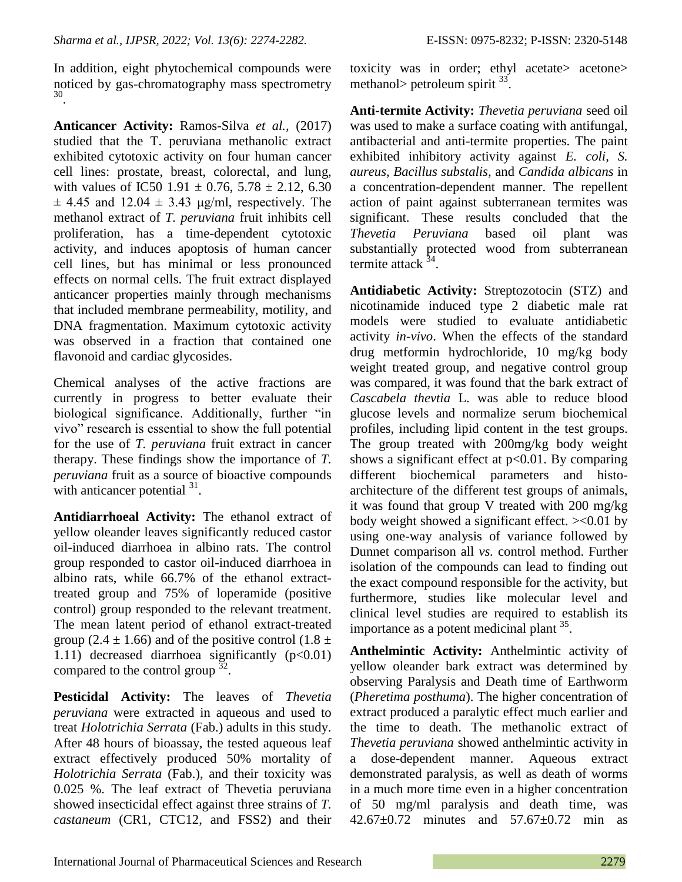In addition, eight phytochemical compounds were noticed by gas-chromatography mass spectrometry [30].

**Anticancer Activity:** Ramos-Silva *et al.,* (2017) studied that the T. peruviana methanolic extract exhibited cytotoxic activity on four human cancer cell lines: prostate, breast, colorectal, and lung, with values of IC50 1.91 ± 0.76, 5.78 ± 2.12, 6.30 ± 4.45 and 12.04 ± 3.43 µg/ml, respectively. The methanol extract of *T. peruviana* fruit inhibits cell proliferation, has a time-dependent cytotoxic activity, and induces apoptosis of human cancer cell lines, but has minimal or less pronounced effects on normal cells. The fruit extract displayed anticancer properties mainly through mechanisms that included membrane permeability, motility, and DNA fragmentation. Maximum cytotoxic activity was observed in a fraction that contained one flavonoid and cardiac glycosides.

Chemical analyses of the active fractions are currently in progress to better evaluate their biological significance. Additionally, further "in vivo" research is essential to show the full potential for the use of *T. peruviana* fruit extract in cancer therapy. These findings show the importance of *T. peruviana* fruit as a source of bioactive compounds with anticancer potential [31].

**Antidiarrhoeal Activity:** The ethanol extract of yellow oleander leaves significantly reduced castor oil-induced diarrhoea in albino rats. The control group responded to castor oil-induced diarrhoea in albino rats, while 66.7% of the ethanol extract-treated group and 75% of loperamide (positive control) group responded to the relevant treatment. The mean latent period of ethanol extract-treated group (2.4 ± 1.66) and of the positive control (1.8 ± 1.11) decreased diarrhoea significantly ($p<0.01$) compared to the control group [32].

**Pesticidal Activity:** The leaves of *Thevetia peruviana* were extracted in aqueous and used to treat *Holotrichia Serrata* (Fab.) adults in this study. After 48 hours of bioassay, the tested aqueous leaf extract effectively produced 50% mortality of *Holotrichia Serrata* (Fab.), and their toxicity was 0.025 %. The leaf extract of Thevetia peruviana showed insecticidal effect against three strains of *T. castaneum* (CR1, CTC12, and FSS2) and their toxicity was in order; ethyl acetate> acetone> methanol> petroleum spirit [33].

**Anti-termite Activity:** *Thevetia peruviana* seed oil was used to make a surface coating with antifungal, antibacterial and anti-termite properties. The paint exhibited inhibitory activity against *E. coli, S. aureus, Bacillus substalis,* and *Candida albicans* in a concentration-dependent manner. The repellent action of paint against subterranean termites was significant. These results concluded that the *Thevetia Peruviana* based oil plant was substantially protected wood from subterranean termite attack [34].

**Antidiabetic Activity:** Streptozotocin (STZ) and nicotinamide induced type 2 diabetic male rat models were studied to evaluate antidiabetic activity *in-vivo*. When the effects of the standard drug metformin hydrochloride, 10 mg/kg body weight treated group, and negative control group was compared, it was found that the bark extract of *Cascabela thevtia* L. was able to reduce blood glucose levels and normalize serum biochemical profiles, including lipid content in the test groups. The group treated with 200mg/kg body weight shows a significant effect at $p<0.01$. By comparing different biochemical parameters and histo-architecture of the different test groups of animals, it was found that group V treated with 200 mg/kg body weight showed a significant effect. ><0.01 by using one-way analysis of variance followed by Dunnet comparison all *vs.* control method. Further isolation of the compounds can lead to finding out the exact compound responsible for the activity, but furthermore, studies like molecular level and clinical level studies are required to establish its importance as a potent medicinal plant [35].

**Anthelmintic Activity:** Anthelmintic activity of yellow oleander bark extract was determined by observing Paralysis and Death time of Earthworm (*Pheretima posthuma*). The higher concentration of extract produced a paralytic effect much earlier and the time to death. The methanolic extract of *Thevetia peruviana* showed anthelmintic activity in a dose-dependent manner. Aqueous extract demonstrated paralysis, as well as death of worms in a much more time even in a higher concentration of 50 mg/ml paralysis and death time, was 42.67±0.72 minutes and 57.67±0.72 min as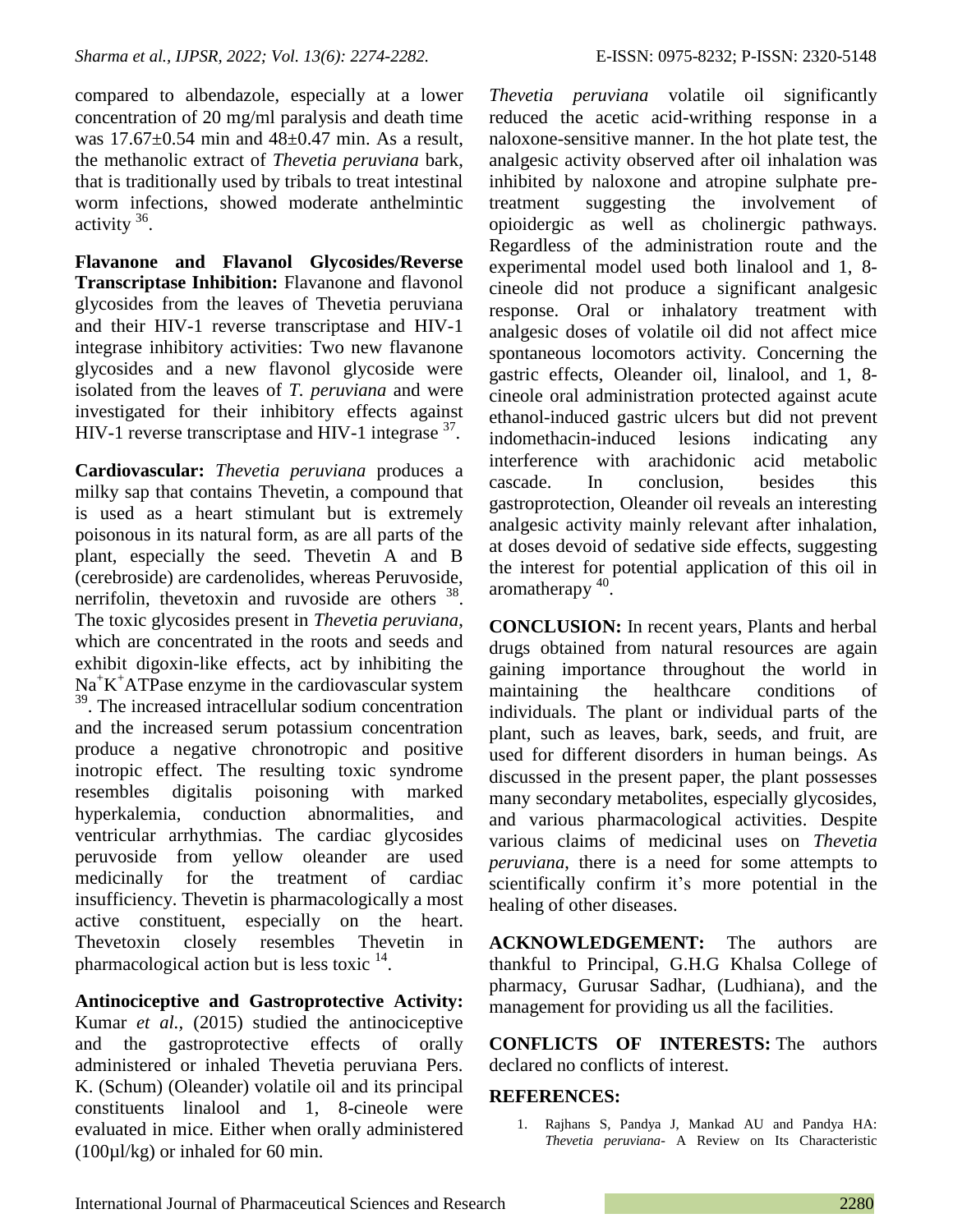compared to albendazole, especially at a lower concentration of 20 mg/ml paralysis and death time was 17.67±0.54 min and 48±0.47 min. As a result, the methanolic extract of *Thevetia peruviana* bark, that is traditionally used by tribals to treat intestinal worm infections, showed moderate anthelmintic activity [36].

**Flavanone and Flavanol Glycosides/Reverse Transcriptase Inhibition:** Flavanone and flavonol glycosides from the leaves of Thevetia peruviana and their HIV-1 reverse transcriptase and HIV-1 integrase inhibitory activities: Two new flavanone glycosides and a new flavonol glycoside were isolated from the leaves of *T. peruviana* and were investigated for their inhibitory effects against HIV-1 reverse transcriptase and HIV-1 integrase [37].

**Cardiovascular:** *Thevetia peruviana* produces a milky sap that contains Thevetin, a compound that is used as a heart stimulant but is extremely poisonous in its natural form, as are all parts of the plant, especially the seed. Thevetin A and B (cerebroside) are cardenolides, whereas Peruvoside, nerrifolin, thevetoxin and ruvoside are others [38]. The toxic glycosides present in *Thevetia peruviana*, which are concentrated in the roots and seeds and exhibit digoxin-like effects, act by inhibiting the $Na^{+}K^{+}$ATPase enzyme in the cardiovascular system [39]. The increased intracellular sodium concentration and the increased serum potassium concentration produce a negative chronotropic and positive inotropic effect. The resulting toxic syndrome resembles digitalis poisoning with marked hyperkalemia, conduction abnormalities, and ventricular arrhythmias. The cardiac glycosides peruvoside from yellow oleander are used medicinally for the treatment of cardiac insufficiency. Thevetin is pharmacologically a most active constituent, especially on the heart. Thevetoxin closely resembles Thevetin in pharmacological action but is less toxic [14].

**Antinociceptive and Gastroprotective Activity:** Kumar *et al.,* (2015) studied the antinociceptive and the gastroprotective effects of orally administered or inhaled Thevetia peruviana Pers. K. (Schum) (Oleander) volatile oil and its principal constituents linalool and 1, 8-cineole were evaluated in mice. Either when orally administered (100µl/kg) or inhaled for 60 min. *Thevetia peruviana* volatile oil significantly reduced the acetic acid-writhing response in a naloxone-sensitive manner. In the hot plate test, the analgesic activity observed after oil inhalation was inhibited by naloxone and atropine sulphate pre-treatment suggesting the involvement of opioidergic as well as cholinergic pathways. Regardless of the administration route and the experimental model used both linalool and 1, 8-cineole did not produce a significant analgesic response. Oral or inhalatory treatment with analgesic doses of volatile oil did not affect mice spontaneous locomotors activity. Concerning the gastric effects, Oleander oil, linalool, and 1, 8-cineole oral administration protected against acute ethanol-induced gastric ulcers but did not prevent indomethacin-induced lesions indicating any interference with arachidonic acid metabolic cascade. In conclusion, besides this gastroprotection, Oleander oil reveals an interesting analgesic activity mainly relevant after inhalation, at doses devoid of sedative side effects, suggesting the interest for potential application of this oil in aromatherapy [40].

**CONCLUSION:** In recent years, Plants and herbal drugs obtained from natural resources are again gaining importance throughout the world in maintaining the healthcare conditions of individuals. The plant or individual parts of the plant, such as leaves, bark, seeds, and fruit, are used for different disorders in human beings. As discussed in the present paper, the plant possesses many secondary metabolites, especially glycosides, and various pharmacological activities. Despite various claims of medicinal uses on *Thevetia peruviana*, there is a need for some attempts to scientifically confirm it's more potential in the healing of other diseases.

**ACKNOWLEDGEMENT:** The authors are thankful to Principal, G.H.G Khalsa College of pharmacy, Gurusar Sadhar, (Ludhiana), and the management for providing us all the facilities.

**CONFLICTS OF INTERESTS:** The authors declared no conflicts of interest.

## REFERENCES:

1. Rajhans S, Pandya J, Mankad AU and Pandya HA: *Thevetia peruviana*- A Review on Its Characteristic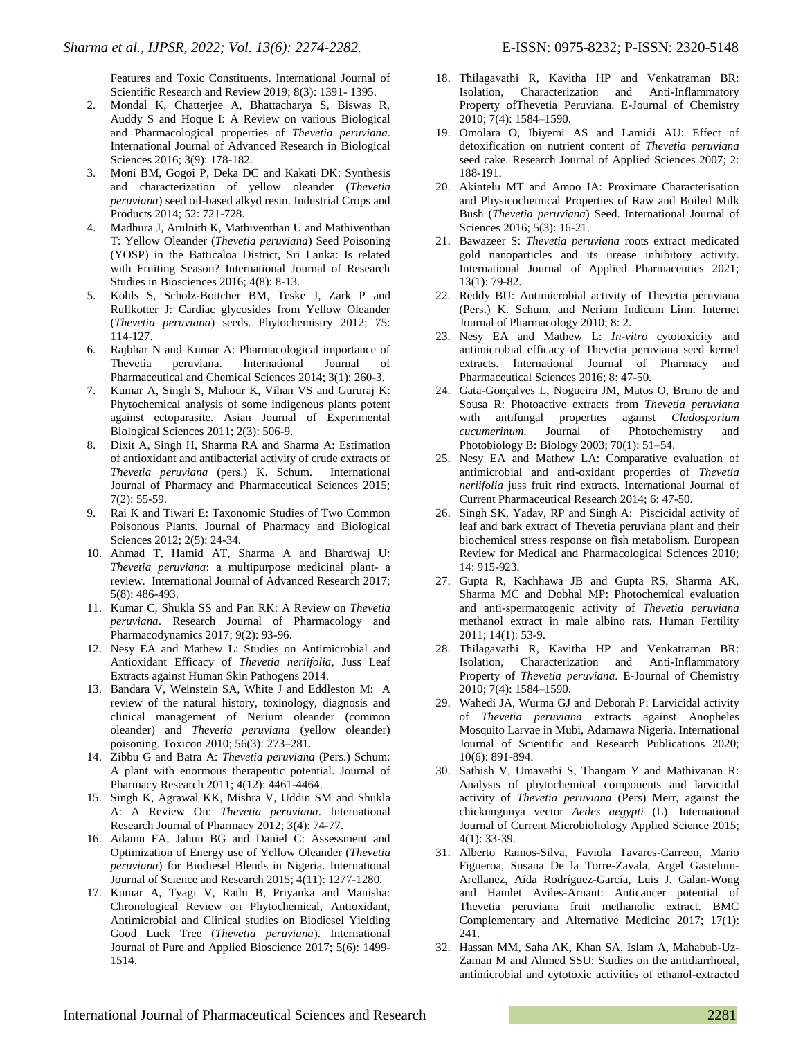Features and Toxic Constituents. International Journal of Scientific Research and Review 2019; 8(3): 1391- 1395.

2. Mondal K, Chatterjee A, Bhattacharya S, Biswas R, Auddy S and Hoque I: A Review on various Biological and Pharmacological properties of *Thevetia peruviana*. International Journal of Advanced Research in Biological Sciences 2016; 3(9): 178-182.
3. Moni BM, Gogoi P, Deka DC and Kakati DK: Synthesis and characterization of yellow oleander (*Thevetia peruviana*) seed oil-based alkyd resin. Industrial Crops and Products 2014; 52: 721-728.
4. Madhura J, Arulnith K, Mathiventhan U and Mathiventhan T: Yellow Oleander (*Thevetia peruviana*) Seed Poisoning (YOSP) in the Batticaloa District, Sri Lanka: Is related with Fruiting Season? International Journal of Research Studies in Biosciences 2016; 4(8): 8-13.
5. Kohls S, Scholz-Bottcher BM, Teske J, Zark P and Rullkotter J: Cardiac glycosides from Yellow Oleander (*Thevetia peruviana*) seeds. Phytochemistry 2012; 75: 114-127.
6. Rajbhar N and Kumar A: Pharmacological importance of Thevetia peruviana. International Journal of Pharmaceutical and Chemical Sciences 2014; 3(1): 260-3.
7. Kumar A, Singh S, Mahour K, Vihan VS and Gururaj K: Phytochemical analysis of some indigenous plants potent against ectoparasite. Asian Journal of Experimental Biological Sciences 2011; 2(3): 506-9.
8. Dixit A, Singh H, Sharma RA and Sharma A: Estimation of antioxidant and antibacterial activity of crude extracts of *Thevetia peruviana* (pers.) K. Schum. International Journal of Pharmacy and Pharmaceutical Sciences 2015; 7(2): 55-59.
9. Rai K and Tiwari E: Taxonomic Studies of Two Common Poisonous Plants. Journal of Pharmacy and Biological Sciences 2012; 2(5): 24-34.
10. Ahmad T, Hamid AT, Sharma A and Bhardwaj U: *Thevetia peruviana*: a multipurpose medicinal plant- a review. International Journal of Advanced Research 2017; 5(8): 486-493.
11. Kumar C, Shukla SS and Pan RK: A Review on *Thevetia peruviana*. Research Journal of Pharmacology and Pharmacodynamics 2017; 9(2): 93-96.
12. Nesy EA and Mathew L: Studies on Antimicrobial and Antioxidant Efficacy of *Thevetia neriifolia*, Juss Leaf Extracts against Human Skin Pathogens 2014.
13. Bandara V, Weinstein SA, White J and Eddleston M: A review of the natural history, toxinology, diagnosis and clinical management of Nerium oleander (common oleander) and *Thevetia peruviana* (yellow oleander) poisoning. Toxicon 2010; 56(3): 273–281.
14. Zibbu G and Batra A: *Thevetia peruviana* (Pers.) Schum: A plant with enormous therapeutic potential. Journal of Pharmacy Research 2011; 4(12): 4461-4464.
15. Singh K, Agrawal KK, Mishra V, Uddin SM and Shukla A: A Review On: *Thevetia peruviana*. International Research Journal of Pharmacy 2012; 3(4): 74-77.
16. Adamu FA, Jahun BG and Daniel C: Assessment and Optimization of Energy use of Yellow Oleander (*Thevetia peruviana*) for Biodiesel Blends in Nigeria. International Journal of Science and Research 2015; 4(11): 1277-1280.
17. Kumar A, Tyagi V, Rathi B, Priyanka and Manisha: Chronological Review on Phytochemical, Antioxidant, Antimicrobial and Clinical studies on Biodiesel Yielding Good Luck Tree (*Thevetia peruviana*). International Journal of Pure and Applied Bioscience 2017; 5(6): 1499-1514.
18. Thilagavathi R, Kavitha HP and Venkatraman BR: Isolation, Characterization and Anti-Inflammatory Property ofThevetia Peruviana. E-Journal of Chemistry 2010; 7(4): 1584–1590.
19. Omolara O, Ibiyemi AS and Lamidi AU: Effect of detoxification on nutrient content of *Thevetia peruviana* seed cake. Research Journal of Applied Sciences 2007; 2: 188-191.
20. Akintelu MT and Amoo IA: Proximate Characterisation and Physicochemical Properties of Raw and Boiled Milk Bush (*Thevetia peruviana*) Seed. International Journal of Sciences 2016; 5(3): 16-21.
21. Bawazeer S: *Thevetia peruviana* roots extract medicated gold nanoparticles and its urease inhibitory activity. International Journal of Applied Pharmaceutics 2021; 13(1): 79-82.
22. Reddy BU: Antimicrobial activity of Thevetia peruviana (Pers.) K. Schum. and Nerium Indicum Linn. Internet Journal of Pharmacology 2010; 8: 2.
23. Nesy EA and Mathew L: *In-vitro* cytotoxicity and antimicrobial efficacy of Thevetia peruviana seed kernel extracts. International Journal of Pharmacy and Pharmaceutical Sciences 2016; 8: 47-50.
24. Gata-Gonçalves L, Nogueira JM, Matos O, Bruno de and Sousa R: Photoactive extracts from *Thevetia peruviana* with antifungal properties against *Cladosporium cucumerinum*. Journal of Photochemistry and Photobiology B: Biology 2003; 70(1): 51–54.
25. Nesy EA and Mathew LA: Comparative evaluation of antimicrobial and anti-oxidant properties of *Thevetia neriifolia* juss fruit rind extracts. International Journal of Current Pharmaceutical Research 2014; 6: 47-50.
26. Singh SK, Yadav, RP and Singh A: Piscicidal activity of leaf and bark extract of Thevetia peruviana plant and their biochemical stress response on fish metabolism. European Review for Medical and Pharmacological Sciences 2010; 14: 915-923.
27. Gupta R, Kachhawa JB and Gupta RS, Sharma AK, Sharma MC and Dobhal MP: Photochemical evaluation and anti-spermatogenic activity of *Thevetia peruviana* methanol extract in male albino rats. Human Fertility 2011; 14(1): 53-9.
28. Thilagavathi R, Kavitha HP and Venkatraman BR: Isolation, Characterization and Anti-Inflammatory Property of *Thevetia peruviana*. E-Journal of Chemistry 2010; 7(4): 1584–1590.
29. Wahedi JA, Wurma GJ and Deborah P: Larvicidal activity of *Thevetia peruviana* extracts against Anopheles Mosquito Larvae in Mubi, Adamawa Nigeria. International Journal of Scientific and Research Publications 2020; 10(6): 891-894.
30. Sathish V, Umavathi S, Thangam Y and Mathivanan R: Analysis of phytochemical components and larvicidal activity of *Thevetia peruviana* (Pers) Merr, against the chickungunya vector *Aedes aegypti* (L). International Journal of Current Microbioliology Applied Science 2015; 4(1): 33-39.
31. Alberto Ramos-Silva, Faviola Tavares-Carreon, Mario Figueroa, Susana De la Torre-Zavala, Argel Gastelum-Arellanez, Aída Rodríguez-García, Luis J. Galan-Wong and Hamlet Aviles-Arnaut: Anticancer potential of Thevetia peruviana fruit methanolic extract. BMC Complementary and Alternative Medicine 2017; 17(1): 241.
32. Hassan MM, Saha AK, Khan SA, Islam A, Mahabub-Uz-Zaman M and Ahmed SSU: Studies on the antidiarrhoeal, antimicrobial and cytotoxic activities of ethanol-extracted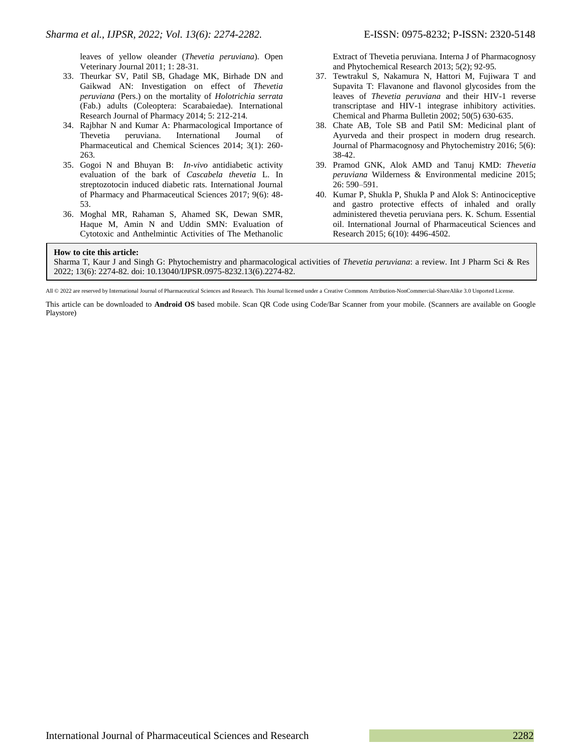leaves of yellow oleander (*Thevetia peruviana*). Open Veterinary Journal 2011; 1: 28-31.

33. Theurkar SV, Patil SB, Ghadage MK, Birhade DN and Gaikwad AN: Investigation on effect of *Thevetia peruviana* (Pers.) on the mortality of *Holotrichia serrata* (Fab.) adults (Coleoptera: Scarabaiedae). International Research Journal of Pharmacy 2014; 5: 212-214.
34. Rajbhar N and Kumar A: Pharmacological Importance of Thevetia peruviana. International Journal of Pharmaceutical and Chemical Sciences 2014; 3(1): 260-263.
35. Gogoi N and Bhuyan B: *In-vivo* antidiabetic activity evaluation of the bark of *Cascabela thevetia* L. In streptozotocin induced diabetic rats. International Journal of Pharmacy and Pharmaceutical Sciences 2017; 9(6): 48-53.
36. Moghal MR, Rahaman S, Ahamed SK, Dewan SMR, Haque M, Amin N and Uddin SMN: Evaluation of Cytotoxic and Anthelmintic Activities of The Methanolic Extract of Thevetia peruviana. Interna J of Pharmacognosy and Phytochemical Research 2013; 5(2); 92-95.
37. Tewtrakul S, Nakamura N, Hattori M, Fujiwara T and Supavita T: Flavanone and flavonol glycosides from the leaves of *Thevetia peruviana* and their HIV-1 reverse transcriptase and HIV-1 integrase inhibitory activities. Chemical and Pharma Bulletin 2002; 50(5) 630-635.
38. Chate AB, Tole SB and Patil SM: Medicinal plant of Ayurveda and their prospect in modern drug research. Journal of Pharmacognosy and Phytochemistry 2016; 5(6): 38-42.
39. Pramod GNK, Alok AMD and Tanuj KMD: *Thevetia peruviana* Wilderness & Environmental medicine 2015; 26: 590–591.
40. Kumar P, Shukla P, Shukla P and Alok S: Antinociceptive and gastro protective effects of inhaled and orally administered thevetia peruviana pers. K. Schum. Essential oil. International Journal of Pharmaceutical Sciences and Research 2015; 6(10): 4496-4502.

**How to cite this article:**

Sharma T, Kaur J and Singh G: Phytochemistry and pharmacological activities of *Thevetia peruviana*: a review. Int J Pharm Sci & Res 2022; 13(6): 2274-82. doi: 10.13040/IJPSR.0975-8232.13(6).2274-82.

All © 2022 are reserved by International Journal of Pharmaceutical Sciences and Research. This Journal licensed under a Creative Commons Attribution-NonCommercial-ShareAlike 3.0 Unported License.

This article can be downloaded to **Android OS** based mobile. Scan QR Code using Code/Bar Scanner from your mobile. (Scanners are available on Google Playstore)